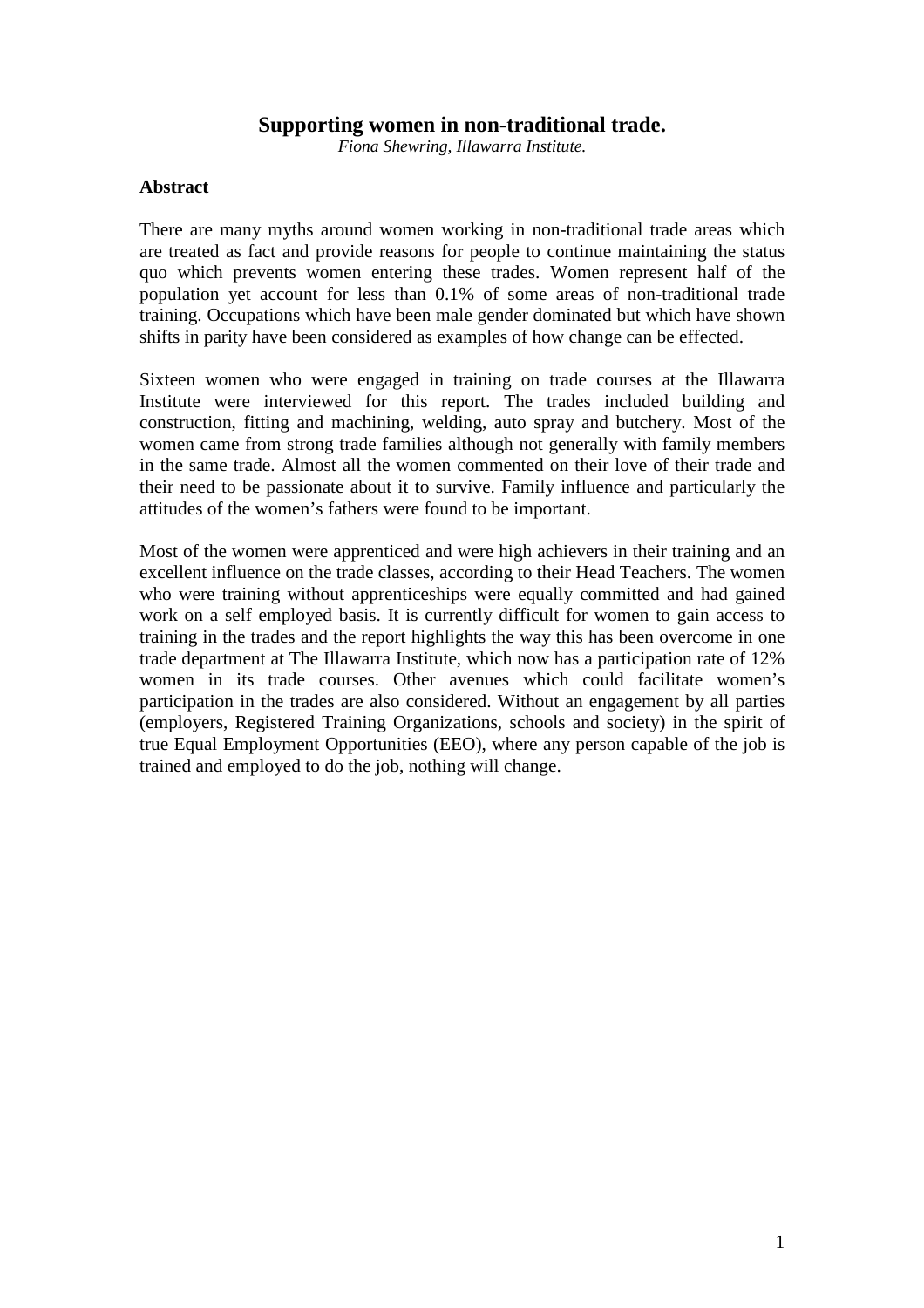# Supporting women in non-traditional trade.

*Fiona Shewring, Illawarra Institute.*

## Abstract

There are many myths around women working in non-traditional trade areas which are treated as fact and provide reasons for people to continue maintaining the status quo which prevents women entering these trades. Women represent half of the population yet account for less than 0.1% of some areas of non-traditional trade training. Occupations which have been male gender dominated but which have shown shifts in parity have been considered as examples of how change can be effected.

Sixteen women who were engaged in training on trade courses at the Illawarra Institute were interviewed for this report. The trades included building and construction, fitting and machining, welding, auto spray and butchery. Most of the women came from strong trade families although not generally with family members in the same trade. Almost all the women commented on their love of their trade and their need to be passionate about it to survive. Family influence and particularly the attitudes of the women's fathers were found to be important.

Most of the women were apprenticed and were high achievers in their training and an excellent influence on the trade classes, according to their Head Teachers. The women who were training without apprenticeships were equally committed and had gained work on a self employed basis. It is currently difficult for women to gain access to training in the trades and the report highlights the way this has been overcome in one trade department at The Illawarra Institute, which now has a participation rate of 12% women in its trade courses. Other avenues which could facilitate women's participation in the trades are also considered. Without an engagement by all parties (employers, Registered Training Organizations, schools and society) in the spirit of true Equal Employment Opportunities (EEO), where any person capable of the job is trained and employed to do the job, nothing will change.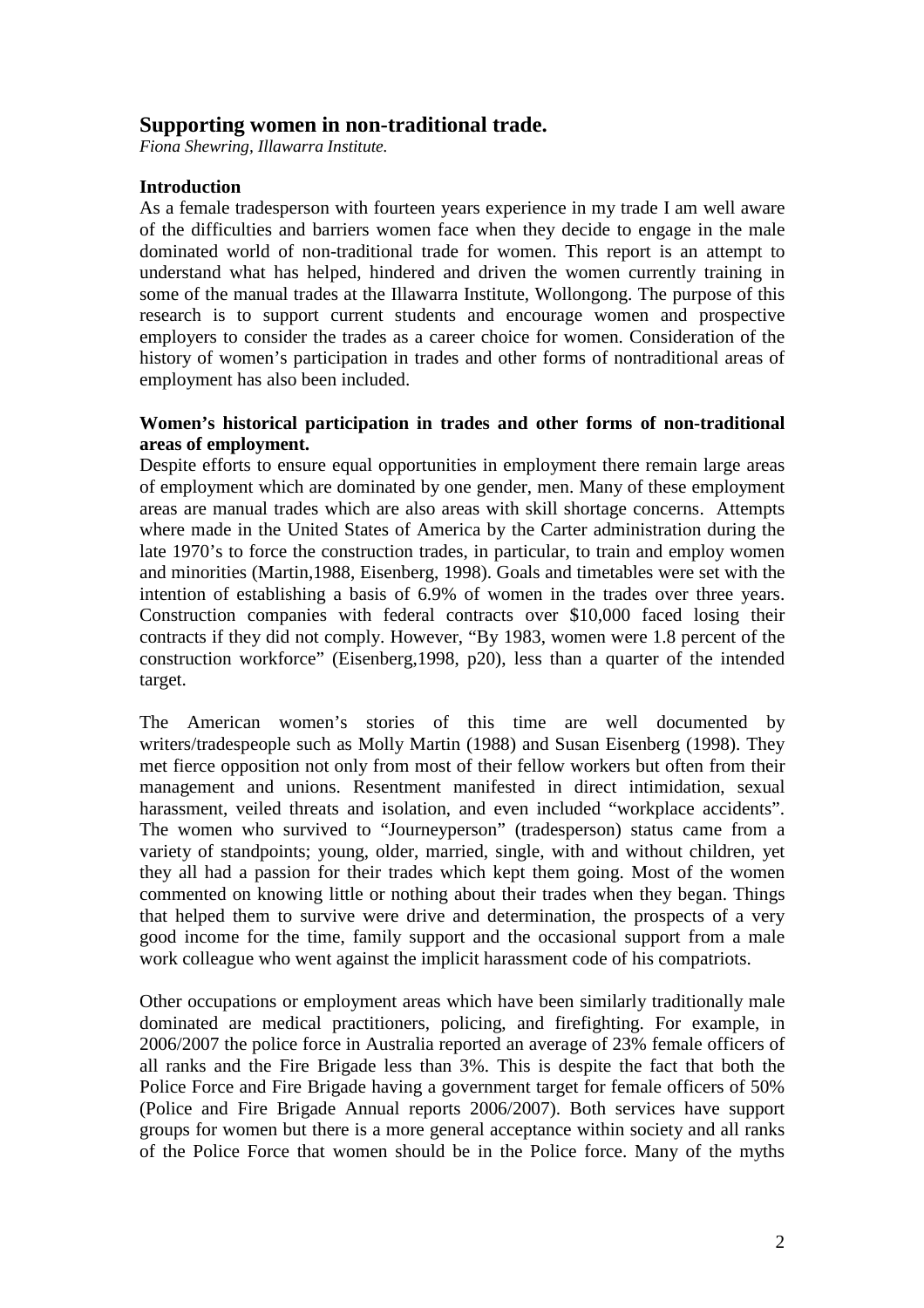## Supporting women in non-traditional trade.

*Fiona Shewring, Illawarra Institute.*

### Introduction

As a female tradesperson with fourteen years experience in my trade I am well aware of the difficulties and barriers women face when they decide to engage in the male dominated world of non-traditional trade for women. This report is an attempt to understand what has helped, hindered and driven the women currently training in some of the manual trades at the Illawarra Institute, Wollongong. The purpose of this research is to support current students and encourage women and prospective employers to consider the trades as a career choice for women. Consideration of the history of women's participation in trades and other forms of nontraditional areas of employment has also been included.

### Women's historical participation in trades and other forms of non-traditional areas of employment.

Despite efforts to ensure equal opportunities in employment there remain large areas of employment which are dominated by one gender, men. Many of these employment areas are manual trades which are also areas with skill shortage concerns. Attempts where made in the United States of America by the Carter administration during the late 1970's to force the construction trades, in particular, to train and employ women and minorities (Martin,1988, Eisenberg, 1998). Goals and timetables were set with the intention of establishing a basis of 6.9% of women in the trades over three years. Construction companies with federal contracts over $10,000 faced losing their contracts if they did not comply. However, "By 1983, women were 1.8 percent of the construction workforce" (Eisenberg,1998, p20), less than a quarter of the intended target.

The American women's stories of this time are well documented by writers/tradespeople such as Molly Martin (1988) and Susan Eisenberg (1998). They met fierce opposition not only from most of their fellow workers but often from their management and unions. Resentment manifested in direct intimidation, sexual harassment, veiled threats and isolation, and even included "workplace accidents". The women who survived to "Journeyperson" (tradesperson) status came from a variety of standpoints; young, older, married, single, with and without children, yet they all had a passion for their trades which kept them going. Most of the women commented on knowing little or nothing about their trades when they began. Things that helped them to survive were drive and determination, the prospects of a very good income for the time, family support and the occasional support from a male work colleague who went against the implicit harassment code of his compatriots.

Other occupations or employment areas which have been similarly traditionally male dominated are medical practitioners, policing, and firefighting. For example, in 2006/2007 the police force in Australia reported an average of 23% female officers of all ranks and the Fire Brigade less than 3%. This is despite the fact that both the Police Force and Fire Brigade having a government target for female officers of 50% (Police and Fire Brigade Annual reports 2006/2007). Both services have support groups for women but there is a more general acceptance within society and all ranks of the Police Force that women should be in the Police force. Many of the myths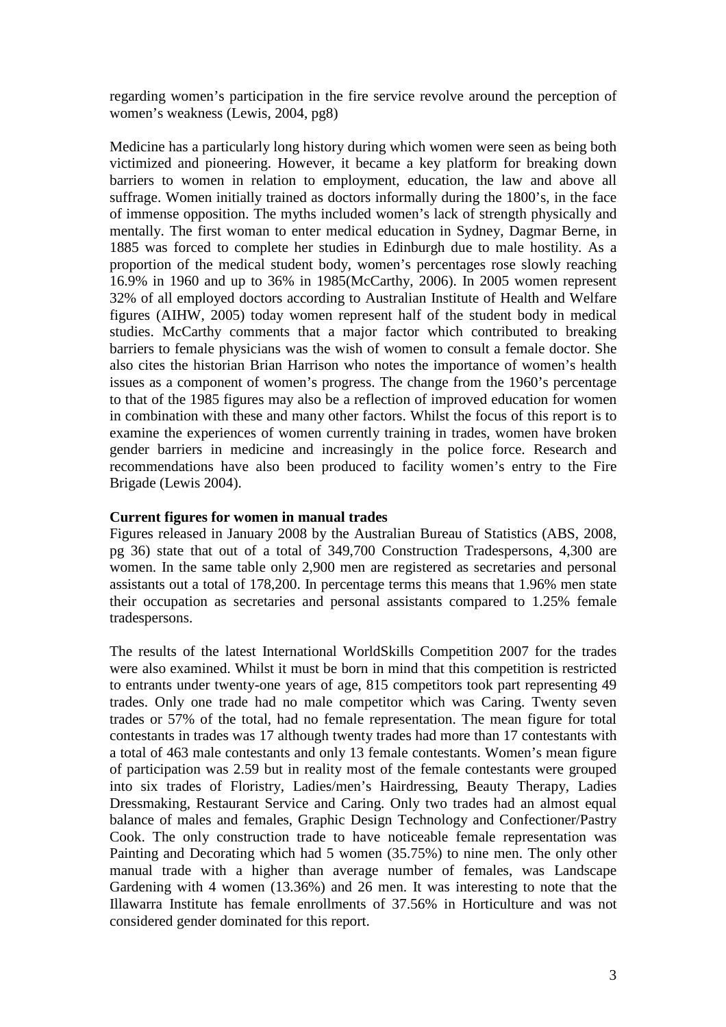regarding women's participation in the fire service revolve around the perception of women's weakness (Lewis, 2004, pg8)

Medicine has a particularly long history during which women were seen as being both victimized and pioneering. However, it became a key platform for breaking down barriers to women in relation to employment, education, the law and above all suffrage. Women initially trained as doctors informally during the 1800's, in the face of immense opposition. The myths included women's lack of strength physically and mentally. The first woman to enter medical education in Sydney, Dagmar Berne, in 1885 was forced to complete her studies in Edinburgh due to male hostility. As a proportion of the medical student body, women's percentages rose slowly reaching 16.9% in 1960 and up to 36% in 1985(McCarthy, 2006). In 2005 women represent 32% of all employed doctors according to Australian Institute of Health and Welfare figures (AIHW, 2005) today women represent half of the student body in medical studies. McCarthy comments that a major factor which contributed to breaking barriers to female physicians was the wish of women to consult a female doctor. She also cites the historian Brian Harrison who notes the importance of women's health issues as a component of women's progress. The change from the 1960's percentage to that of the 1985 figures may also be a reflection of improved education for women in combination with these and many other factors. Whilst the focus of this report is to examine the experiences of women currently training in trades, women have broken gender barriers in medicine and increasingly in the police force. Research and recommendations have also been produced to facility women's entry to the Fire Brigade (Lewis 2004).

**Current figures for women in manual trades**

Figures released in January 2008 by the Australian Bureau of Statistics (ABS, 2008, pg 36) state that out of a total of 349,700 Construction Tradespersons, 4,300 are women. In the same table only 2,900 men are registered as secretaries and personal assistants out a total of 178,200. In percentage terms this means that 1.96% men state their occupation as secretaries and personal assistants compared to 1.25% female tradespersons.

The results of the latest International WorldSkills Competition 2007 for the trades were also examined. Whilst it must be born in mind that this competition is restricted to entrants under twenty-one years of age, 815 competitors took part representing 49 trades. Only one trade had no male competitor which was Caring. Twenty seven trades or 57% of the total, had no female representation. The mean figure for total contestants in trades was 17 although twenty trades had more than 17 contestants with a total of 463 male contestants and only 13 female contestants. Women's mean figure of participation was 2.59 but in reality most of the female contestants were grouped into six trades of Floristry, Ladies/men's Hairdressing, Beauty Therapy, Ladies Dressmaking, Restaurant Service and Caring. Only two trades had an almost equal balance of males and females, Graphic Design Technology and Confectioner/Pastry Cook. The only construction trade to have noticeable female representation was Painting and Decorating which had 5 women (35.75%) to nine men. The only other manual trade with a higher than average number of females, was Landscape Gardening with 4 women (13.36%) and 26 men. It was interesting to note that the Illawarra Institute has female enrollments of 37.56% in Horticulture and was not considered gender dominated for this report.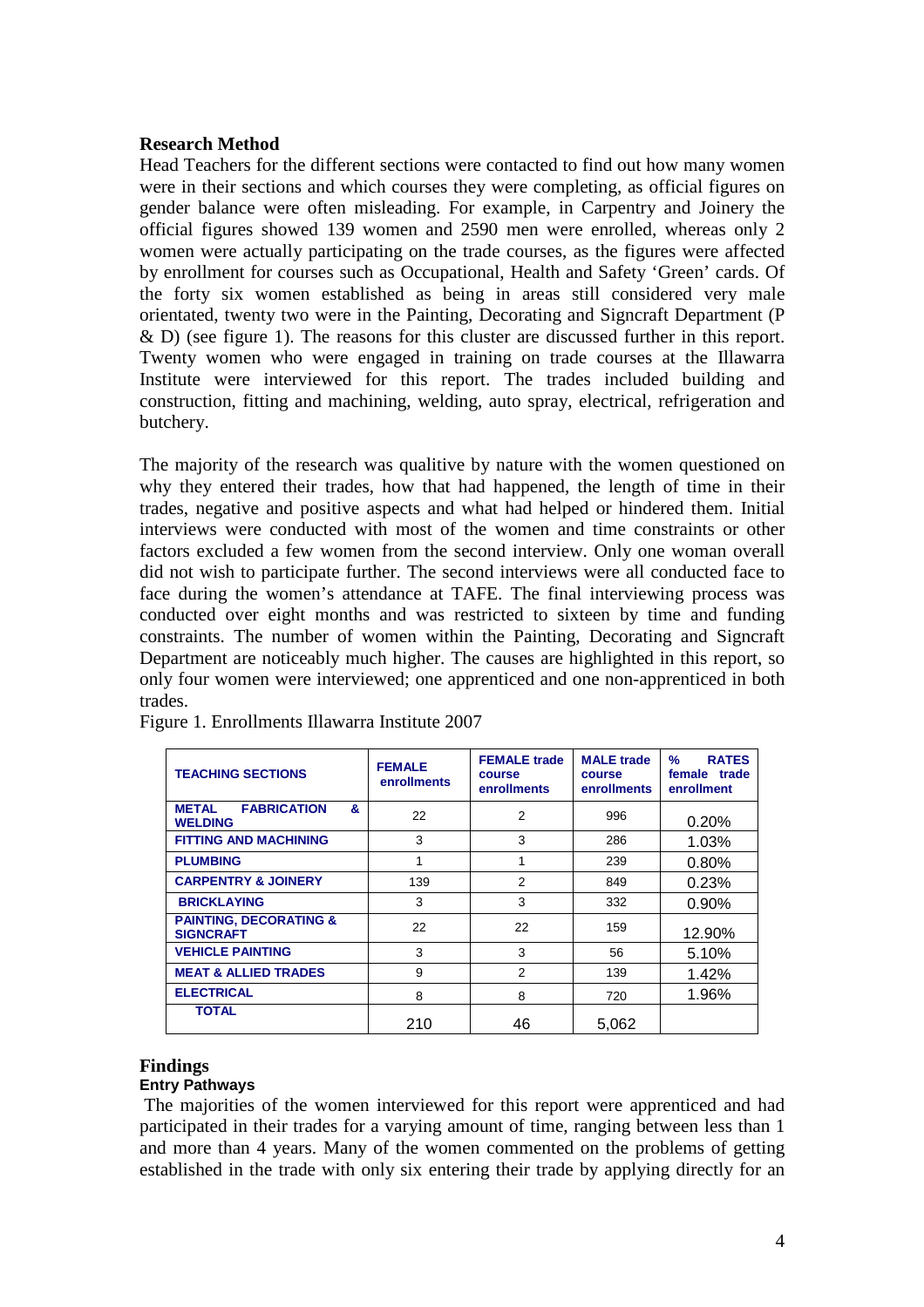## Research Method

Head Teachers for the different sections were contacted to find out how many women were in their sections and which courses they were completing, as official figures on gender balance were often misleading. For example, in Carpentry and Joinery the official figures showed 139 women and 2590 men were enrolled, whereas only 2 women were actually participating on the trade courses, as the figures were affected by enrollment for courses such as Occupational, Health and Safety 'Green' cards. Of the forty six women established as being in areas still considered very male orientated, twenty two were in the Painting, Decorating and Signcraft Department (P & D) (see figure 1). The reasons for this cluster are discussed further in this report. Twenty women who were engaged in training on trade courses at the Illawarra Institute were interviewed for this report. The trades included building and construction, fitting and machining, welding, auto spray, electrical, refrigeration and butchery.

The majority of the research was qualitive by nature with the women questioned on why they entered their trades, how that had happened, the length of time in their trades, negative and positive aspects and what had helped or hindered them. Initial interviews were conducted with most of the women and time constraints or other factors excluded a few women from the second interview. Only one woman overall did not wish to participate further. The second interviews were all conducted face to face during the women's attendance at TAFE. The final interviewing process was conducted over eight months and was restricted to sixteen by time and funding constraints. The number of women within the Painting, Decorating and Signcraft Department are noticeably much higher. The causes are highlighted in this report, so only four women were interviewed; one apprenticed and one non-apprenticed in both trades.

Figure 1. Enrollments Illawarra Institute 2007

| TEACHING SECTIONS | FEMALE enrollments | FEMALE trade course enrollments | MALE trade course enrollments | % RATES female trade enrollment |
|---|---|---|---|---|
| METAL FABRICATION & WELDING | 22 | 2 | 996 | 0.20% |
| FITTING AND MACHINING | 3 | 3 | 286 | 1.03% |
| PLUMBING | 1 | 1 | 239 | 0.80% |
| CARPENTRY & JOINERY | 139 | 2 | 849 | 0.23% |
| BRICKLAYING | 3 | 3 | 332 | 0.90% |
| PAINTING, DECORATING & SIGNCRAFT | 22 | 22 | 159 | 12.90% |
| VEHICLE PAINTING | 3 | 3 | 56 | 5.10% |
| MEAT & ALLIED TRADES | 9 | 2 | 139 | 1.42% |
| ELECTRICAL | 8 | 8 | 720 | 1.96% |
| TOTAL | 210 | 46 | 5,062 | |

## Findings

### Entry Pathways

The majorities of the women interviewed for this report were apprenticed and had participated in their trades for a varying amount of time, ranging between less than 1 and more than 4 years. Many of the women commented on the problems of getting established in the trade with only six entering their trade by applying directly for an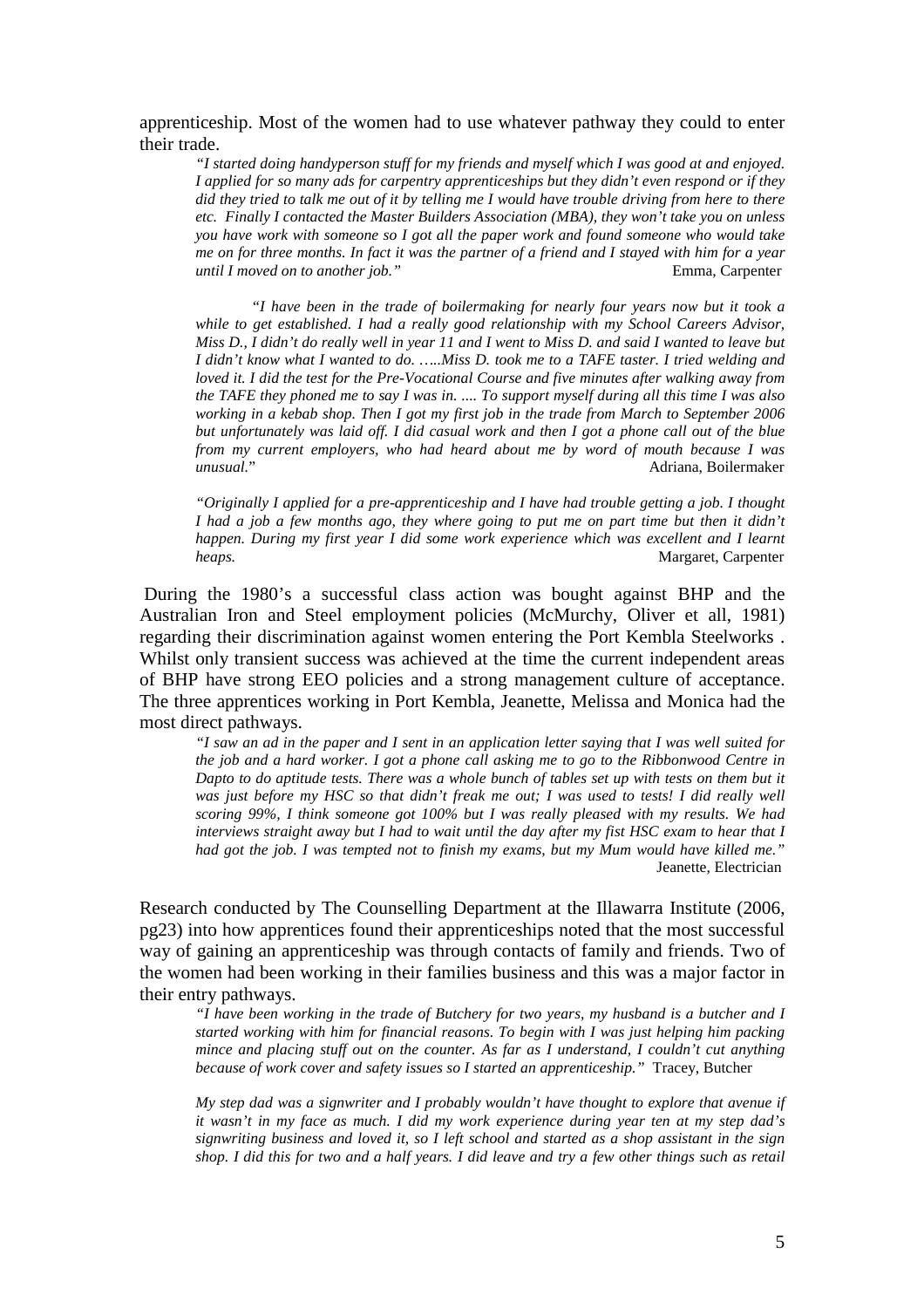apprenticeship. Most of the women had to use whatever pathway they could to enter their trade.

> *"I started doing handyperson stuff for my friends and myself which I was good at and enjoyed. I applied for so many ads for carpentry apprenticeships but they didn't even respond or if they did they tried to talk me out of it by telling me I would have trouble driving from here to there etc. Finally I contacted the Master Builders Association (MBA), they won't take you on unless you have work with someone so I got all the paper work and found someone who would take me on for three months. In fact it was the partner of a friend and I stayed with him for a year until I moved on to another job."* Emma, Carpenter

> *"I have been in the trade of boilermaking for nearly four years now but it took a while to get established. I had a really good relationship with my School Careers Advisor, Miss D., I didn't do really well in year 11 and I went to Miss D. and said I wanted to leave but I didn't know what I wanted to do. …..Miss D. took me to a TAFE taster. I tried welding and loved it. I did the test for the Pre-Vocational Course and five minutes after walking away from the TAFE they phoned me to say I was in. .... To support myself during all this time I was also working in a kebab shop. Then I got my first job in the trade from March to September 2006 but unfortunately was laid off. I did casual work and then I got a phone call out of the blue from my current employers, who had heard about me by word of mouth because I was unusual."* Adriana, Boilermaker

> *"Originally I applied for a pre-apprenticeship and I have had trouble getting a job. I thought I had a job a few months ago, they where going to put me on part time but then it didn't happen. During my first year I did some work experience which was excellent and I learnt heaps.* Margaret, Carpenter

During the 1980's a successful class action was bought against BHP and the Australian Iron and Steel employment policies (McMurchy, Oliver et all, 1981) regarding their discrimination against women entering the Port Kembla Steelworks . Whilst only transient success was achieved at the time the current independent areas of BHP have strong EEO policies and a strong management culture of acceptance. The three apprentices working in Port Kembla, Jeanette, Melissa and Monica had the most direct pathways.

> *"I saw an ad in the paper and I sent in an application letter saying that I was well suited for the job and a hard worker. I got a phone call asking me to go to the Ribbonwood Centre in Dapto to do aptitude tests. There was a whole bunch of tables set up with tests on them but it was just before my HSC so that didn't freak me out; I was used to tests! I did really well scoring 99%, I think someone got 100% but I was really pleased with my results. We had interviews straight away but I had to wait until the day after my fist HSC exam to hear that I had got the job. I was tempted not to finish my exams, but my Mum would have killed me."* Jeanette, Electrician

Research conducted by The Counselling Department at the Illawarra Institute (2006, pg23) into how apprentices found their apprenticeships noted that the most successful way of gaining an apprenticeship was through contacts of family and friends. Two of the women had been working in their families business and this was a major factor in their entry pathways.

> *"I have been working in the trade of Butchery for two years, my husband is a butcher and I started working with him for financial reasons. To begin with I was just helping him packing mince and placing stuff out on the counter. As far as I understand, I couldn't cut anything because of work cover and safety issues so I started an apprenticeship."* Tracey, Butcher

> *My step dad was a signwriter and I probably wouldn't have thought to explore that avenue if it wasn't in my face as much. I did my work experience during year ten at my step dad's signwriting business and loved it, so I left school and started as a shop assistant in the sign shop. I did this for two and a half years. I did leave and try a few other things such as retail*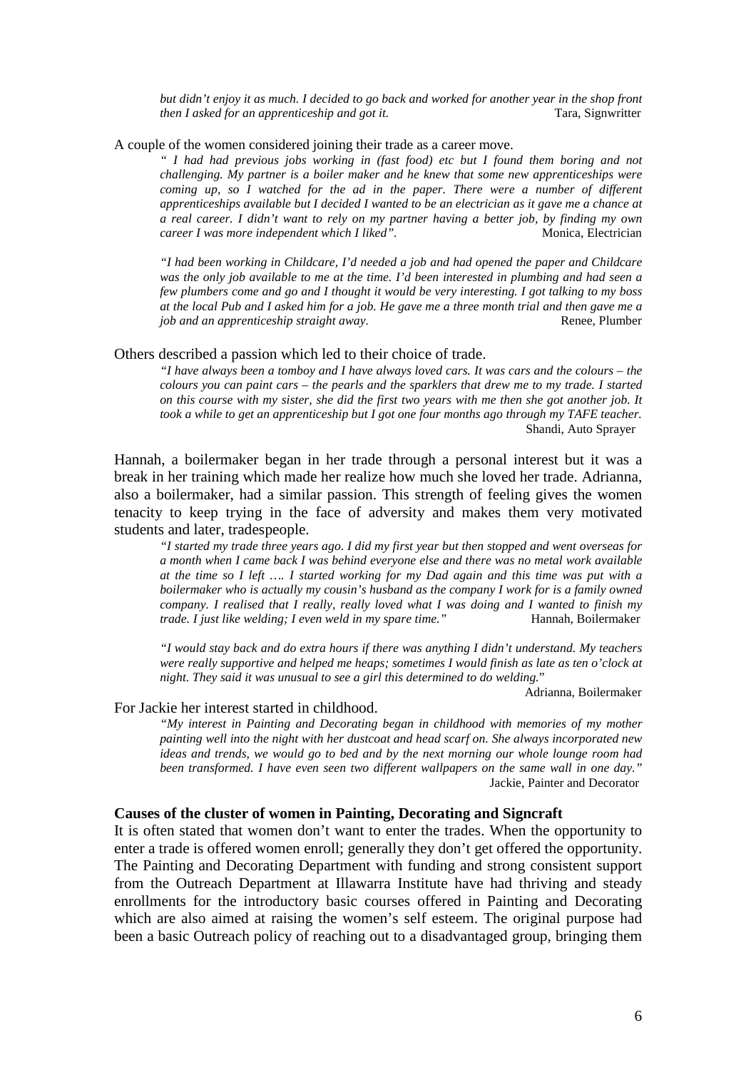*but didn't enjoy it as much. I decided to go back and worked for another year in the shop front then I asked for an apprenticeship and got it.* Tara, Signwriter

A couple of the women considered joining their trade as a career move.

> *" I had had previous jobs working in (fast food) etc but I found them boring and not challenging. My partner is a boiler maker and he knew that some new apprenticeships were coming up, so I watched for the ad in the paper. There were a number of different apprenticeships available but I decided I wanted to be an electrician as it gave me a chance at a real career. I didn't want to rely on my partner having a better job, by finding my own career I was more independent which I liked".* Monica, Electrician

> *"I had been working in Childcare, I'd needed a job and had opened the paper and Childcare was the only job available to me at the time. I'd been interested in plumbing and had seen a few plumbers come and go and I thought it would be very interesting. I got talking to my boss at the local Pub and I asked him for a job. He gave me a three month trial and then gave me a job and an apprenticeship straight away.* Renee, Plumber

Others described a passion which led to their choice of trade.

> *"I have always been a tomboy and I have always loved cars. It was cars and the colours – the colours you can paint cars – the pearls and the sparklers that drew me to my trade. I started on this course with my sister, she did the first two years with me then she got another job. It took a while to get an apprenticeship but I got one four months ago through my TAFE teacher.* Shandi, Auto Sprayer

Hannah, a boilermaker began in her trade through a personal interest but it was a break in her training which made her realize how much she loved her trade. Adrianna, also a boilermaker, had a similar passion. This strength of feeling gives the women tenacity to keep trying in the face of adversity and makes them very motivated students and later, tradespeople.

> *"I started my trade three years ago. I did my first year but then stopped and went overseas for a month when I came back I was behind everyone else and there was no metal work available at the time so I left …. I started working for my Dad again and this time was put with a boilermaker who is actually my cousin's husband as the company I work for is a family owned company. I realised that I really, really loved what I was doing and I wanted to finish my trade. I just like welding; I even weld in my spare time."* Hannah, Boilermaker

> *"I would stay back and do extra hours if there was anything I didn't understand. My teachers were really supportive and helped me heaps; sometimes I would finish as late as ten o'clock at night. They said it was unusual to see a girl this determined to do welding.*"
> Adrianna, Boilermaker

For Jackie her interest started in childhood.

> *"My interest in Painting and Decorating began in childhood with memories of my mother painting well into the night with her dustcoat and head scarf on. She always incorporated new ideas and trends, we would go to bed and by the next morning our whole lounge room had been transformed. I have even seen two different wallpapers on the same wall in one day."*
> Jackie, Painter and Decorator

**Causes of the cluster of women in Painting, Decorating and Signcraft**

It is often stated that women don't want to enter the trades. When the opportunity to enter a trade is offered women enroll; generally they don't get offered the opportunity. The Painting and Decorating Department with funding and strong consistent support from the Outreach Department at Illawarra Institute have had thriving and steady enrollments for the introductory basic courses offered in Painting and Decorating which are also aimed at raising the women's self esteem. The original purpose had been a basic Outreach policy of reaching out to a disadvantaged group, bringing them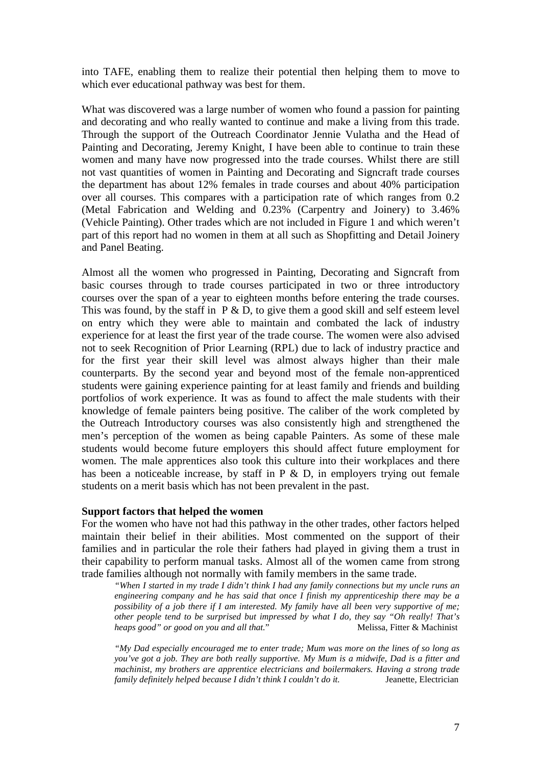into TAFE, enabling them to realize their potential then helping them to move to which ever educational pathway was best for them.

What was discovered was a large number of women who found a passion for painting and decorating and who really wanted to continue and make a living from this trade. Through the support of the Outreach Coordinator Jennie Vulatha and the Head of Painting and Decorating, Jeremy Knight, I have been able to continue to train these women and many have now progressed into the trade courses. Whilst there are still not vast quantities of women in Painting and Decorating and Signcraft trade courses the department has about 12% females in trade courses and about 40% participation over all courses. This compares with a participation rate of which ranges from 0.2 (Metal Fabrication and Welding and 0.23% (Carpentry and Joinery) to 3.46% (Vehicle Painting). Other trades which are not included in Figure 1 and which weren't part of this report had no women in them at all such as Shopfitting and Detail Joinery and Panel Beating.

Almost all the women who progressed in Painting, Decorating and Signcraft from basic courses through to trade courses participated in two or three introductory courses over the span of a year to eighteen months before entering the trade courses. This was found, by the staff in P & D, to give them a good skill and self esteem level on entry which they were able to maintain and combated the lack of industry experience for at least the first year of the trade course. The women were also advised not to seek Recognition of Prior Learning (RPL) due to lack of industry practice and for the first year their skill level was almost always higher than their male counterparts. By the second year and beyond most of the female non-apprenticed students were gaining experience painting for at least family and friends and building portfolios of work experience. It was as found to affect the male students with their knowledge of female painters being positive. The caliber of the work completed by the Outreach Introductory courses was also consistently high and strengthened the men's perception of the women as being capable Painters. As some of these male students would become future employers this should affect future employment for women. The male apprentices also took this culture into their workplaces and there has been a noticeable increase, by staff in P & D, in employers trying out female students on a merit basis which has not been prevalent in the past.

**Support factors that helped the women**

For the women who have not had this pathway in the other trades, other factors helped maintain their belief in their abilities. Most commented on the support of their families and in particular the role their fathers had played in giving them a trust in their capability to perform manual tasks. Almost all of the women came from strong trade families although not normally with family members in the same trade.

> *"When I started in my trade I didn't think I had any family connections but my uncle runs an engineering company and he has said that once I finish my apprenticeship there may be a possibility of a job there if I am interested. My family have all been very supportive of me; other people tend to be surprised but impressed by what I do, they say "Oh really! That's heaps good" or good on you and all that."* Melissa, Fitter & Machinist

> *"My Dad especially encouraged me to enter trade; Mum was more on the lines of so long as you've got a job. They are both really supportive. My Mum is a midwife, Dad is a fitter and machinist, my brothers are apprentice electricians and boilermakers. Having a strong trade family definitely helped because I didn't think I couldn't do it.* Jeanette, Electrician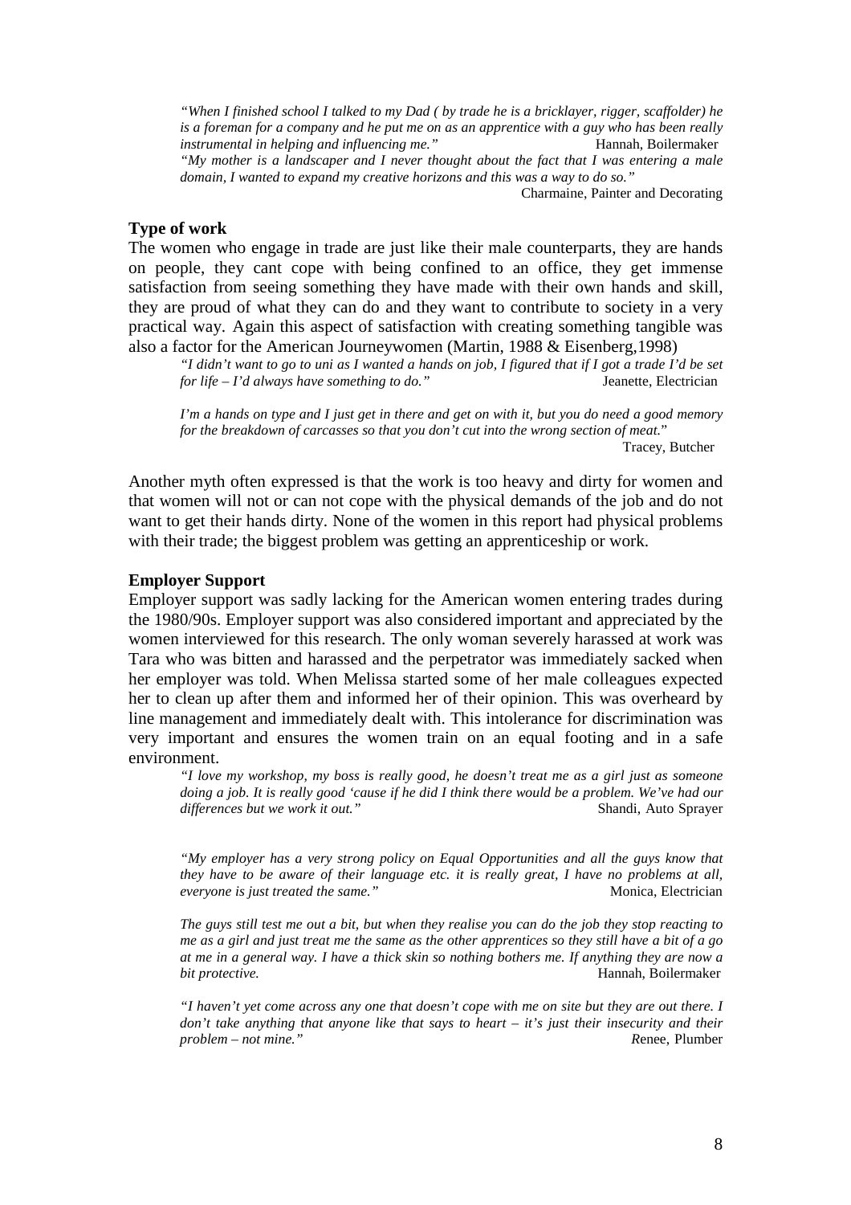*"When I finished school I talked to my Dad ( by trade he is a bricklayer, rigger, scaffolder) he is a foreman for a company and he put me on as an apprentice with a guy who has been really instrumental in helping and influencing me."* Hannah, Boilermaker

*"My mother is a landscaper and I never thought about the fact that I was entering a male domain, I wanted to expand my creative horizons and this was a way to do so."*

Charmaine, Painter and Decorating

**Type of work**

The women who engage in trade are just like their male counterparts, they are hands on people, they cant cope with being confined to an office, they get immense satisfaction from seeing something they have made with their own hands and skill, they are proud of what they can do and they want to contribute to society in a very practical way. Again this aspect of satisfaction with creating something tangible was also a factor for the American Journeywomen (Martin, 1988 & Eisenberg,1998)

*"I didn't want to go to uni as I wanted a hands on job, I figured that if I got a trade I'd be set for life – I'd always have something to do."* Jeanette, Electrician

*I'm a hands on type and I just get in there and get on with it, but you do need a good memory for the breakdown of carcasses so that you don't cut into the wrong section of meat."*

Tracey, Butcher

Another myth often expressed is that the work is too heavy and dirty for women and that women will not or can not cope with the physical demands of the job and do not want to get their hands dirty. None of the women in this report had physical problems with their trade; the biggest problem was getting an apprenticeship or work.

**Employer Support**

Employer support was sadly lacking for the American women entering trades during the 1980/90s. Employer support was also considered important and appreciated by the women interviewed for this research. The only woman severely harassed at work was Tara who was bitten and harassed and the perpetrator was immediately sacked when her employer was told. When Melissa started some of her male colleagues expected her to clean up after them and informed her of their opinion. This was overheard by line management and immediately dealt with. This intolerance for discrimination was very important and ensures the women train on an equal footing and in a safe environment.

*"I love my workshop, my boss is really good, he doesn't treat me as a girl just as someone doing a job. It is really good 'cause if he did I think there would be a problem. We've had our differences but we work it out."* Shandi, Auto Sprayer

*"My employer has a very strong policy on Equal Opportunities and all the guys know that they have to be aware of their language etc. it is really great, I have no problems at all, everyone is just treated the same."* Monica, Electrician

*The guys still test me out a bit, but when they realise you can do the job they stop reacting to me as a girl and just treat me the same as the other apprentices so they still have a bit of a go at me in a general way. I have a thick skin so nothing bothers me. If anything they are now a bit protective.* Hannah, Boilermaker

*"I haven't yet come across any one that doesn't cope with me on site but they are out there. I don't take anything that anyone like that says to heart – it's just their insecurity and their problem – not mine."* Renee, Plumber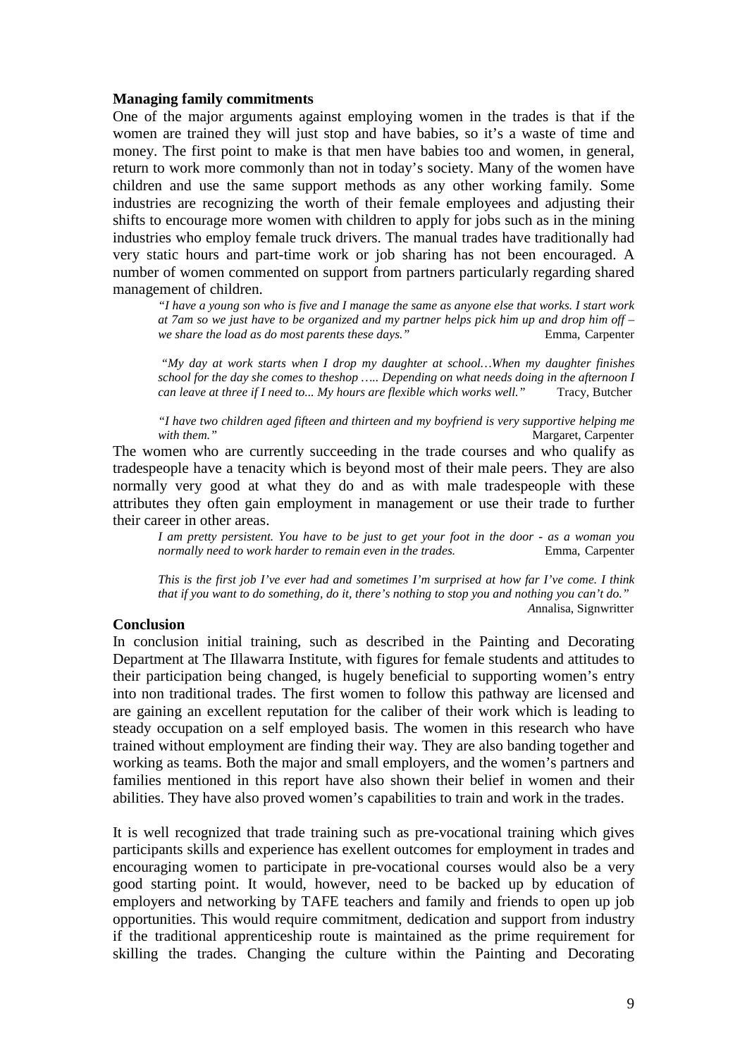## Managing family commitments

One of the major arguments against employing women in the trades is that if the women are trained they will just stop and have babies, so it's a waste of time and money. The first point to make is that men have babies too and women, in general, return to work more commonly than not in today's society. Many of the women have children and use the same support methods as any other working family. Some industries are recognizing the worth of their female employees and adjusting their shifts to encourage more women with children to apply for jobs such as in the mining industries who employ female truck drivers. The manual trades have traditionally had very static hours and part-time work or job sharing has not been encouraged. A number of women commented on support from partners particularly regarding shared management of children.

> *"I have a young son who is five and I manage the same as anyone else that works. I start work at 7am so we just have to be organized and my partner helps pick him up and drop him off – we share the load as do most parents these days."* Emma, Carpenter

> *"My day at work starts when I drop my daughter at school…When my daughter finishes school for the day she comes to theshop ….. Depending on what needs doing in the afternoon I can leave at three if I need to... My hours are flexible which works well."* Tracy, Butcher

> *"I have two children aged fifteen and thirteen and my boyfriend is very supportive helping me with them."* Margaret, Carpenter

The women who are currently succeeding in the trade courses and who qualify as tradespeople have a tenacity which is beyond most of their male peers. They are also normally very good at what they do and as with male tradespeople with these attributes they often gain employment in management or use their trade to further their career in other areas.

> *I am pretty persistent. You have to be just to get your foot in the door - as a woman you normally need to work harder to remain even in the trades.* Emma, Carpenter

> *This is the first job I've ever had and sometimes I'm surprised at how far I've come. I think that if you want to do something, do it, there's nothing to stop you and nothing you can't do."* Annalisa, Signwritter

## Conclusion

In conclusion initial training, such as described in the Painting and Decorating Department at The Illawarra Institute, with figures for female students and attitudes to their participation being changed, is hugely beneficial to supporting women's entry into non traditional trades. The first women to follow this pathway are licensed and are gaining an excellent reputation for the caliber of their work which is leading to steady occupation on a self employed basis. The women in this research who have trained without employment are finding their way. They are also banding together and working as teams. Both the major and small employers, and the women's partners and families mentioned in this report have also shown their belief in women and their abilities. They have also proved women's capabilities to train and work in the trades.

It is well recognized that trade training such as pre-vocational training which gives participants skills and experience has exellent outcomes for employment in trades and encouraging women to participate in pre-vocational courses would also be a very good starting point. It would, however, need to be backed up by education of employers and networking by TAFE teachers and family and friends to open up job opportunities. This would require commitment, dedication and support from industry if the traditional apprenticeship route is maintained as the prime requirement for skilling the trades. Changing the culture within the Painting and Decorating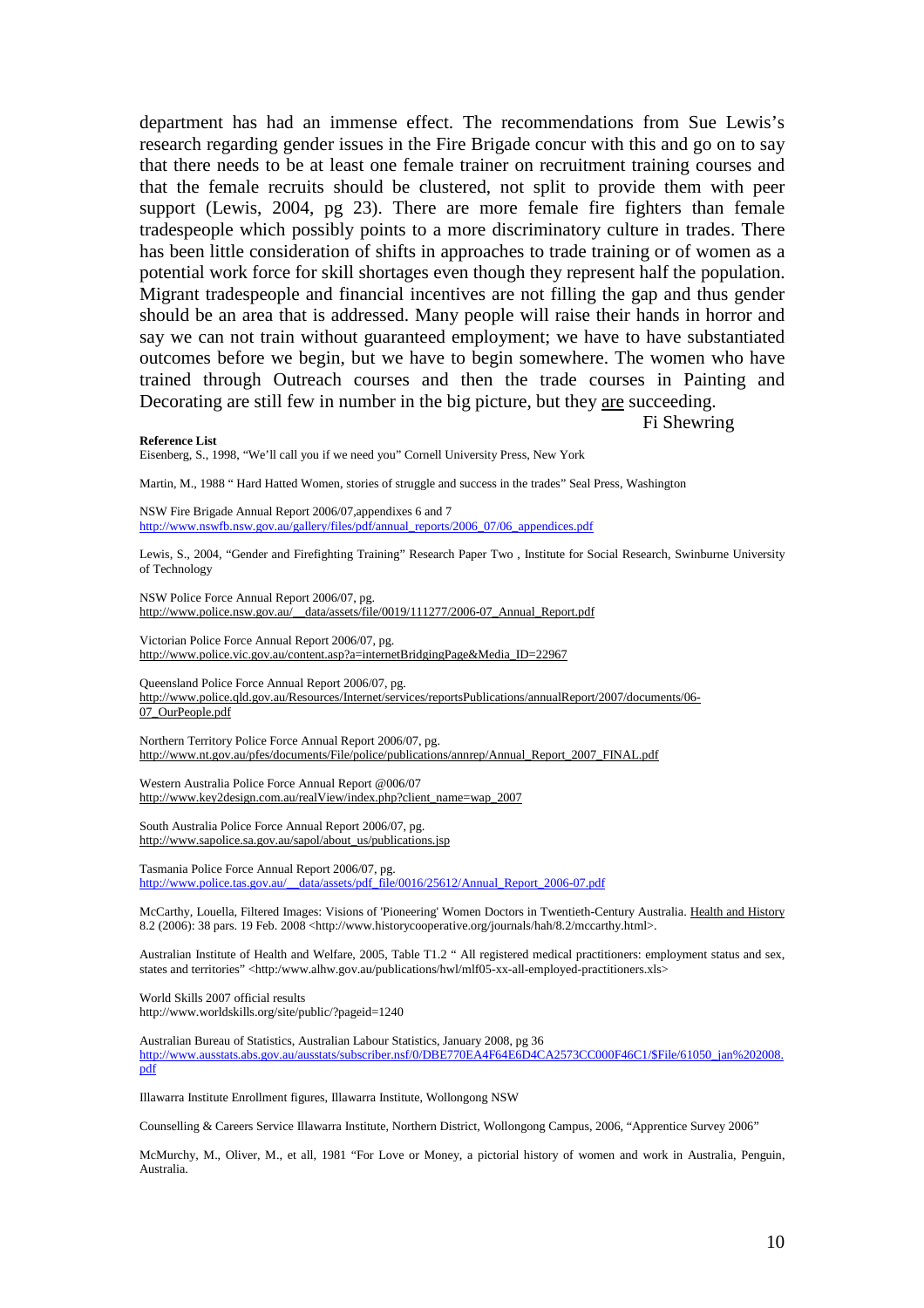department has had an immense effect. The recommendations from Sue Lewis's research regarding gender issues in the Fire Brigade concur with this and go on to say that there needs to be at least one female trainer on recruitment training courses and that the female recruits should be clustered, not split to provide them with peer support (Lewis, 2004, pg 23). There are more female fire fighters than female tradespeople which possibly points to a more discriminatory culture in trades. There has been little consideration of shifts in approaches to trade training or of women as a potential work force for skill shortages even though they represent half the population. Migrant tradespeople and financial incentives are not filling the gap and thus gender should be an area that is addressed. Many people will raise their hands in horror and say we can not train without guaranteed employment; we have to have substantiated outcomes before we begin, but we have to begin somewhere. The women who have trained through Outreach courses and then the trade courses in Painting and Decorating are still few in number in the big picture, but they <u>are</u> succeeding.

Fi Shewring

**Reference List**

Eisenberg, S., 1998, "We'll call you if we need you" Cornell University Press, New York

Martin, M., 1988 " Hard Hatted Women, stories of struggle and success in the trades" Seal Press, Washington

NSW Fire Brigade Annual Report 2006/07,appendixes 6 and 7
http://www.nswfb.nsw.gov.au/gallery/files/pdf/annual_reports/2006_07/06_appendices.pdf

Lewis, S., 2004, "Gender and Firefighting Training" Research Paper Two , Institute for Social Research, Swinburne University of Technology

NSW Police Force Annual Report 2006/07, pg.
http://www.police.nsw.gov.au/__data/assets/file/0019/111277/2006-07_Annual_Report.pdf

Victorian Police Force Annual Report 2006/07, pg.
http://www.police.vic.gov.au/content.asp?a=internetBridgingPage&Media_ID=22967

Queensland Police Force Annual Report 2006/07, pg.
http://www.police.qld.gov.au/Resources/Internet/services/reportsPublications/annualReport/2007/documents/06-07_OurPeople.pdf

Northern Territory Police Force Annual Report 2006/07, pg.
http://www.nt.gov.au/pfes/documents/File/police/publications/annrep/Annual_Report_2007_FINAL.pdf

Western Australia Police Force Annual Report @006/07
http://www.key2design.com.au/realView/index.php?client_name=wap_2007

South Australia Police Force Annual Report 2006/07, pg.
http://www.sapolice.sa.gov.au/sapol/about_us/publications.jsp

Tasmania Police Force Annual Report 2006/07, pg.
http://www.police.tas.gov.au/__data/assets/pdf_file/0016/25612/Annual_Report_2006-07.pdf

McCarthy, Louella, Filtered Images: Visions of 'Pioneering' Women Doctors in Twentieth-Century Australia. <u>Health and History</u> 8.2 (2006): 38 pars. 19 Feb. 2008 <http://www.historycooperative.org/journals/hah/8.2/mccarthy.html>.

Australian Institute of Health and Welfare, 2005, Table T1.2 " All registered medical practitioners: employment status and sex, states and territories" <http:/www.alhw.gov.au/publications/hwl/mlf05-xx-all-employed-practitioners.xls>

World Skills 2007 official results
http://www.worldskills.org/site/public/?pageid=1240

Australian Bureau of Statistics, Australian Labour Statistics, January 2008, pg 36
http://www.ausstats.abs.gov.au/ausstats/subscriber.nsf/0/DBE770EA4F64E6D4CA2573CC000F46C1/$File/61050_jan%202008.pdf

Illawarra Institute Enrollment figures, Illawarra Institute, Wollongong NSW

Counselling & Careers Service Illawarra Institute, Northern District, Wollongong Campus, 2006, "Apprentice Survey 2006"

McMurchy, M., Oliver, M., et all, 1981 "For Love or Money, a pictorial history of women and work in Australia, Penguin, Australia.